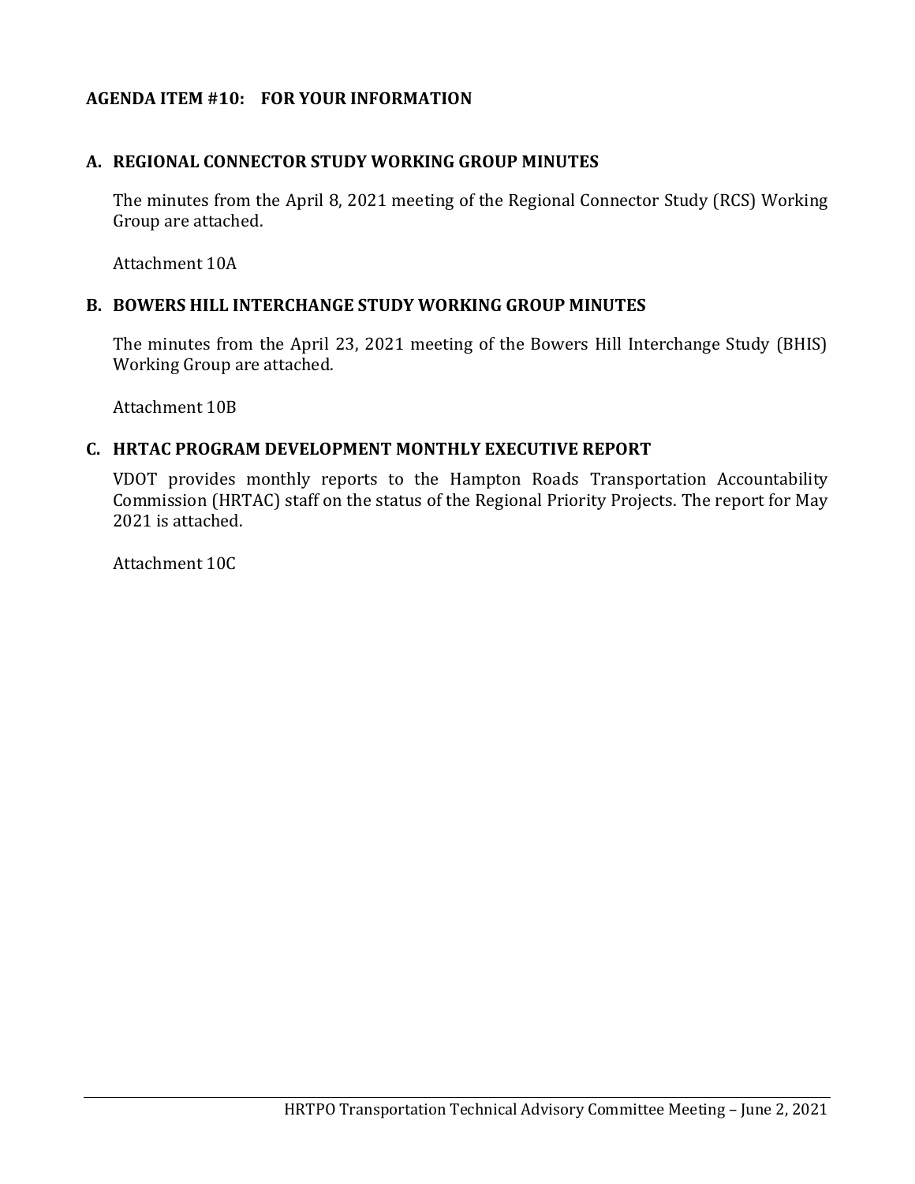## AGENDA ITEM #10: FOR YOUR INFORMATION

### A. REGIONAL CONNECTOR STUDY WORKING GROUP MINUTES

The minutes from the April 8, 2021 meeting of the Regional Connector Study (RCS) Working Group are attached.

Attachment 10A

### B. BOWERS HILL INTERCHANGE STUDY WORKING GROUP MINUTES

The minutes from the April 23, 2021 meeting of the Bowers Hill Interchange Study (BHIS) Working Group are attached.

Attachment 10B

### C. HRTAC PROGRAM DEVELOPMENT MONTHLY EXECUTIVE REPORT

VDOT provides monthly reports to the Hampton Roads Transportation Accountability Commission (HRTAC) staff on the status of the Regional Priority Projects. The report for May 2021 is attached.

Attachment 10C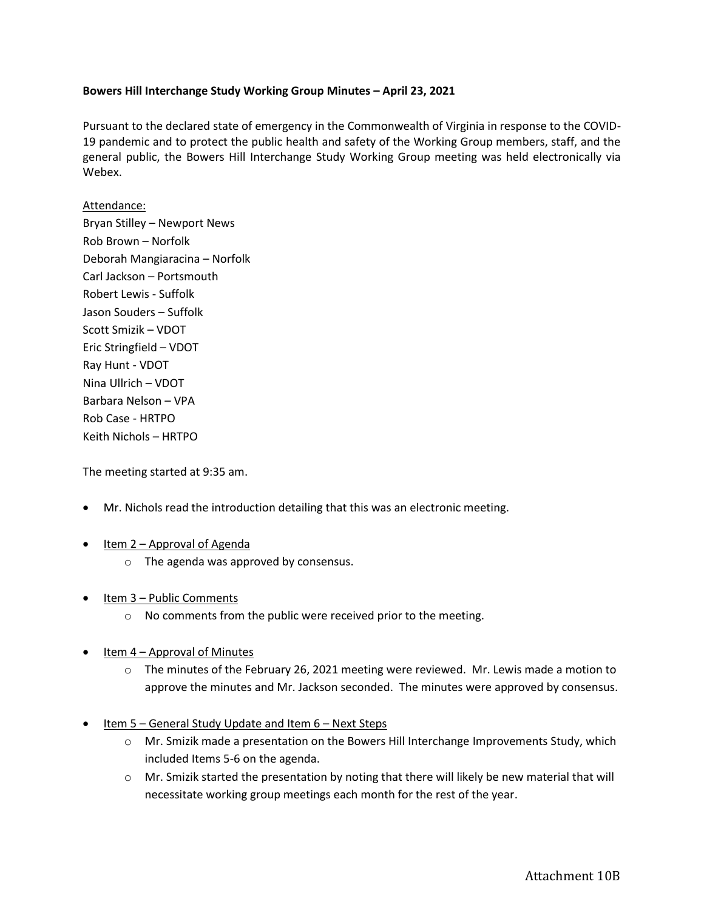**Bowers Hill Interchange Study Working Group Minutes – April 23, 2021**

Pursuant to the declared state of emergency in the Commonwealth of Virginia in response to the COVID-19 pandemic and to protect the public health and safety of the Working Group members, staff, and the general public, the Bowers Hill Interchange Study Working Group meeting was held electronically via Webex.

Attendance:
Bryan Stilley – Newport News
Rob Brown – Norfolk
Deborah Mangiaracina – Norfolk
Carl Jackson – Portsmouth
Robert Lewis - Suffolk
Jason Souders – Suffolk
Scott Smizik – VDOT
Eric Stringfield – VDOT
Ray Hunt - VDOT
Nina Ullrich – VDOT
Barbara Nelson – VPA
Rob Case - HRTPO
Keith Nichols – HRTPO

The meeting started at 9:35 am.

- Mr. Nichols read the introduction detailing that this was an electronic meeting.
- Item 2 – Approval of Agenda
  - The agenda was approved by consensus.
- Item 3 – Public Comments
  - No comments from the public were received prior to the meeting.
- Item 4 – Approval of Minutes
  - The minutes of the February 26, 2021 meeting were reviewed. Mr. Lewis made a motion to approve the minutes and Mr. Jackson seconded. The minutes were approved by consensus.
- Item 5 – General Study Update and Item 6 – Next Steps
  - Mr. Smizik made a presentation on the Bowers Hill Interchange Improvements Study, which included Items 5-6 on the agenda.
  - Mr. Smizik started the presentation by noting that there will likely be new material that will necessitate working group meetings each month for the rest of the year.

Attachment 10B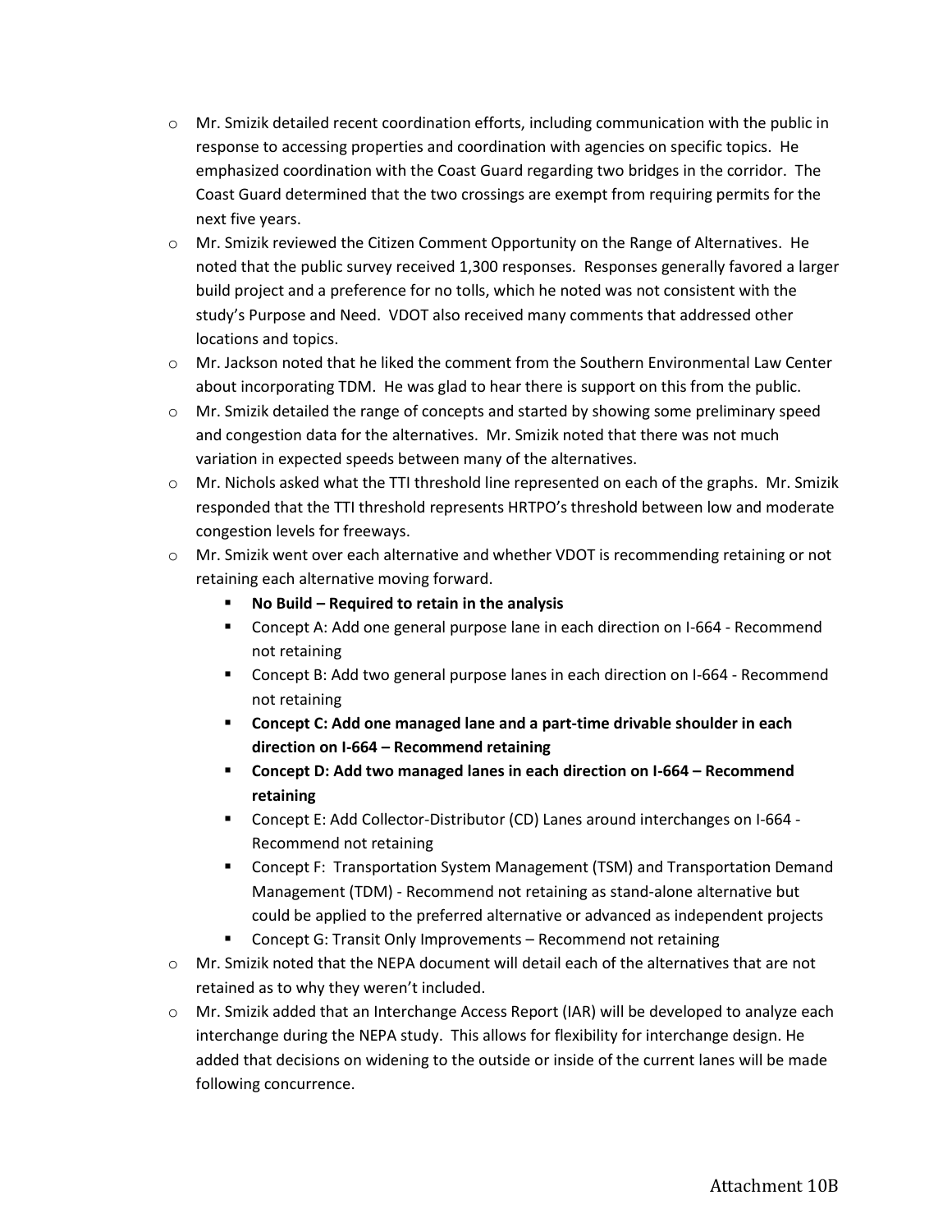- Mr. Smizik detailed recent coordination efforts, including communication with the public in response to accessing properties and coordination with agencies on specific topics. He emphasized coordination with the Coast Guard regarding two bridges in the corridor. The Coast Guard determined that the two crossings are exempt from requiring permits for the next five years.
- Mr. Smizik reviewed the Citizen Comment Opportunity on the Range of Alternatives. He noted that the public survey received 1,300 responses. Responses generally favored a larger build project and a preference for no tolls, which he noted was not consistent with the study's Purpose and Need. VDOT also received many comments that addressed other locations and topics.
- Mr. Jackson noted that he liked the comment from the Southern Environmental Law Center about incorporating TDM. He was glad to hear there is support on this from the public.
- Mr. Smizik detailed the range of concepts and started by showing some preliminary speed and congestion data for the alternatives. Mr. Smizik noted that there was not much variation in expected speeds between many of the alternatives.
- Mr. Nichols asked what the TTI threshold line represented on each of the graphs. Mr. Smizik responded that the TTI threshold represents HRTPO's threshold between low and moderate congestion levels for freeways.
- Mr. Smizik went over each alternative and whether VDOT is recommending retaining or not retaining each alternative moving forward.
  - **No Build – Required to retain in the analysis**
  - Concept A: Add one general purpose lane in each direction on I-664 - Recommend not retaining
  - Concept B: Add two general purpose lanes in each direction on I-664 - Recommend not retaining
  - **Concept C: Add one managed lane and a part-time drivable shoulder in each direction on I-664 – Recommend retaining**
  - **Concept D: Add two managed lanes in each direction on I-664 – Recommend retaining**
  - Concept E: Add Collector-Distributor (CD) Lanes around interchanges on I-664 - Recommend not retaining
  - Concept F: Transportation System Management (TSM) and Transportation Demand Management (TDM) - Recommend not retaining as stand-alone alternative but could be applied to the preferred alternative or advanced as independent projects
  - Concept G: Transit Only Improvements – Recommend not retaining
- Mr. Smizik noted that the NEPA document will detail each of the alternatives that are not retained as to why they weren't included.
- Mr. Smizik added that an Interchange Access Report (IAR) will be developed to analyze each interchange during the NEPA study. This allows for flexibility for interchange design. He added that decisions on widening to the outside or inside of the current lanes will be made following concurrence.

Attachment 10B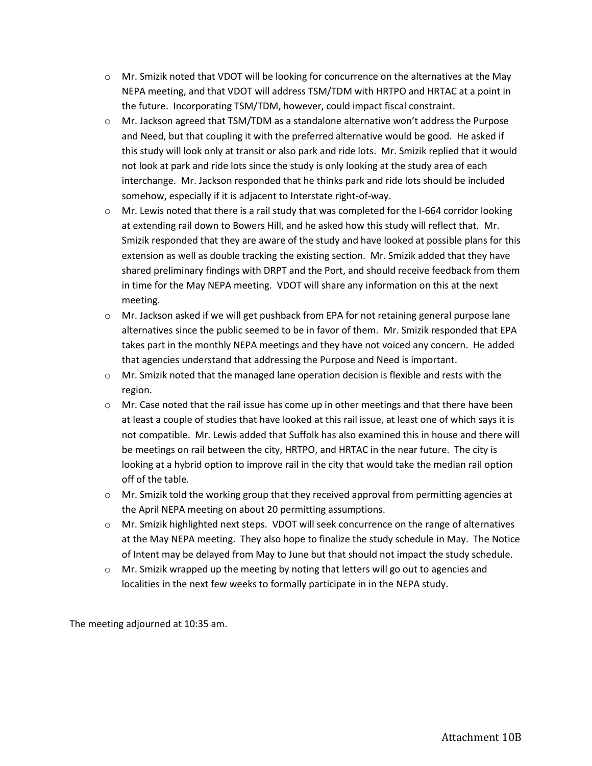- Mr. Smizik noted that VDOT will be looking for concurrence on the alternatives at the May NEPA meeting, and that VDOT will address TSM/TDM with HRTPO and HRTAC at a point in the future. Incorporating TSM/TDM, however, could impact fiscal constraint.
- Mr. Jackson agreed that TSM/TDM as a standalone alternative won't address the Purpose and Need, but that coupling it with the preferred alternative would be good. He asked if this study will look only at transit or also park and ride lots. Mr. Smizik replied that it would not look at park and ride lots since the study is only looking at the study area of each interchange. Mr. Jackson responded that he thinks park and ride lots should be included somehow, especially if it is adjacent to Interstate right-of-way.
- Mr. Lewis noted that there is a rail study that was completed for the I-664 corridor looking at extending rail down to Bowers Hill, and he asked how this study will reflect that. Mr. Smizik responded that they are aware of the study and have looked at possible plans for this extension as well as double tracking the existing section. Mr. Smizik added that they have shared preliminary findings with DRPT and the Port, and should receive feedback from them in time for the May NEPA meeting. VDOT will share any information on this at the next meeting.
- Mr. Jackson asked if we will get pushback from EPA for not retaining general purpose lane alternatives since the public seemed to be in favor of them. Mr. Smizik responded that EPA takes part in the monthly NEPA meetings and they have not voiced any concern. He added that agencies understand that addressing the Purpose and Need is important.
- Mr. Smizik noted that the managed lane operation decision is flexible and rests with the region.
- Mr. Case noted that the rail issue has come up in other meetings and that there have been at least a couple of studies that have looked at this rail issue, at least one of which says it is not compatible. Mr. Lewis added that Suffolk has also examined this in house and there will be meetings on rail between the city, HRTPO, and HRTAC in the near future. The city is looking at a hybrid option to improve rail in the city that would take the median rail option off of the table.
- Mr. Smizik told the working group that they received approval from permitting agencies at the April NEPA meeting on about 20 permitting assumptions.
- Mr. Smizik highlighted next steps. VDOT will seek concurrence on the range of alternatives at the May NEPA meeting. They also hope to finalize the study schedule in May. The Notice of Intent may be delayed from May to June but that should not impact the study schedule.
- Mr. Smizik wrapped up the meeting by noting that letters will go out to agencies and localities in the next few weeks to formally participate in in the NEPA study.

The meeting adjourned at 10:35 am.

Attachment 10B